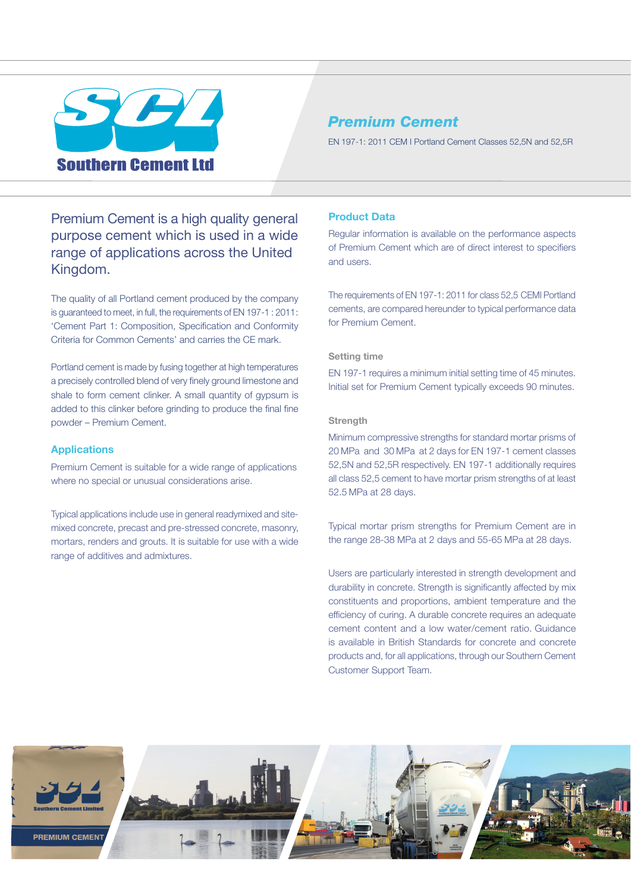# Southern Cement Ltd

## Premium Cement

EN 197-1: 2011 CEM I Portland Cement Classes 52,5N and 52,5R

Premium Cement is a high quality general purpose cement which is used in a wide range of applications across the United Kingdom.

The quality of all Portland cement produced by the company is guaranteed to meet, in full, the requirements of EN 197-1 : 2011: 'Cement Part 1: Composition, Specification and Conformity Criteria for Common Cements' and carries the CE mark.

Portland cement is made by fusing together at high temperatures a precisely controlled blend of very finely ground limestone and shale to form cement clinker. A small quantity of gypsum is added to this clinker before grinding to produce the final fine powder – Premium Cement.

### Applications

Premium Cement is suitable for a wide range of applications where no special or unusual considerations arise.

Typical applications include use in general readymixed and site-mixed concrete, precast and pre-stressed concrete, masonry, mortars, renders and grouts. It is suitable for use with a wide range of additives and admixtures.

### Product Data

Regular information is available on the performance aspects of Premium Cement which are of direct interest to specifiers and users.

The requirements of EN 197-1: 2011 for class 52,5 CEMI Portland cements, are compared hereunder to typical performance data for Premium Cement.

#### Setting time

EN 197-1 requires a minimum initial setting time of 45 minutes. Initial set for Premium Cement typically exceeds 90 minutes.

#### Strength

Minimum compressive strengths for standard mortar prisms of 20 MPa and 30 MPa at 2 days for EN 197-1 cement classes 52,5N and 52,5R respectively. EN 197-1 additionally requires all class 52,5 cement to have mortar prism strengths of at least 52.5 MPa at 28 days.

Typical mortar prism strengths for Premium Cement are in the range 28-38 MPa at 2 days and 55-65 MPa at 28 days.

Users are particularly interested in strength development and durability in concrete. Strength is significantly affected by mix constituents and proportions, ambient temperature and the efficiency of curing. A durable concrete requires an adequate cement content and a low water/cement ratio. Guidance is available in British Standards for concrete and concrete products and, for all applications, through our Southern Cement Customer Support Team.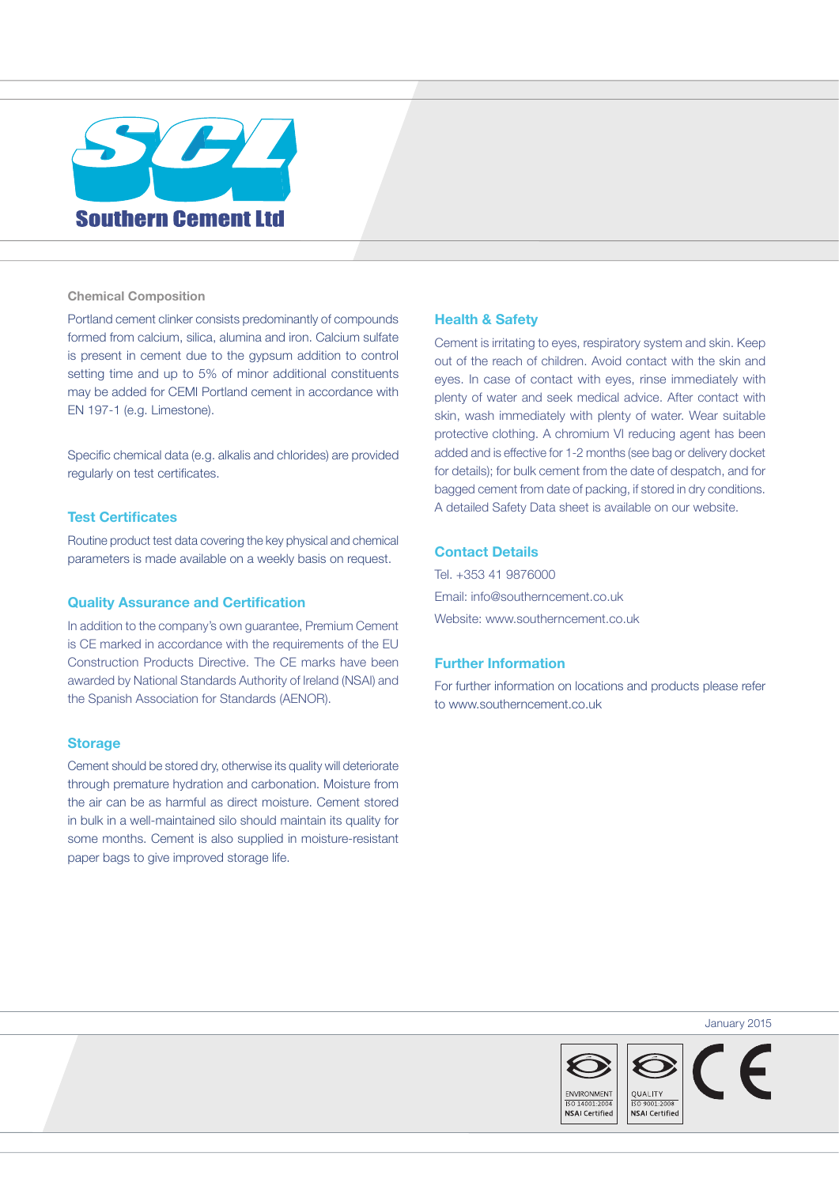**Southern Cement Ltd**

## Chemical Composition

Portland cement clinker consists predominantly of compounds formed from calcium, silica, alumina and iron. Calcium sulfate is present in cement due to the gypsum addition to control setting time and up to 5% of minor additional constituents may be added for CEMI Portland cement in accordance with EN 197-1 (e.g. Limestone).

Specific chemical data (e.g. alkalis and chlorides) are provided regularly on test certificates.

## Test Certificates

Routine product test data covering the key physical and chemical parameters is made available on a weekly basis on request.

## Quality Assurance and Certification

In addition to the company's own guarantee, Premium Cement is CE marked in accordance with the requirements of the EU Construction Products Directive. The CE marks have been awarded by National Standards Authority of Ireland (NSAI) and the Spanish Association for Standards (AENOR).

## Storage

Cement should be stored dry, otherwise its quality will deteriorate through premature hydration and carbonation. Moisture from the air can be as harmful as direct moisture. Cement stored in bulk in a well-maintained silo should maintain its quality for some months. Cement is also supplied in moisture-resistant paper bags to give improved storage life.

## Health & Safety

Cement is irritating to eyes, respiratory system and skin. Keep out of the reach of children. Avoid contact with the skin and eyes. In case of contact with eyes, rinse immediately with plenty of water and seek medical advice. After contact with skin, wash immediately with plenty of water. Wear suitable protective clothing. A chromium VI reducing agent has been added and is effective for 1-2 months (see bag or delivery docket for details); for bulk cement from the date of despatch, and for bagged cement from date of packing, if stored in dry conditions. A detailed Safety Data sheet is available on our website.

## Contact Details

Tel. +353 41 9876000

Email: info@southerncement.co.uk

Website: www.southerncement.co.uk

## Further Information

For further information on locations and products please refer to www.southerncement.co.uk

January 2015

ENVIRONMENT ISO 14001:2004 NSAI Certified

QUALITY ISO 9001:2008 NSAI Certified

CE